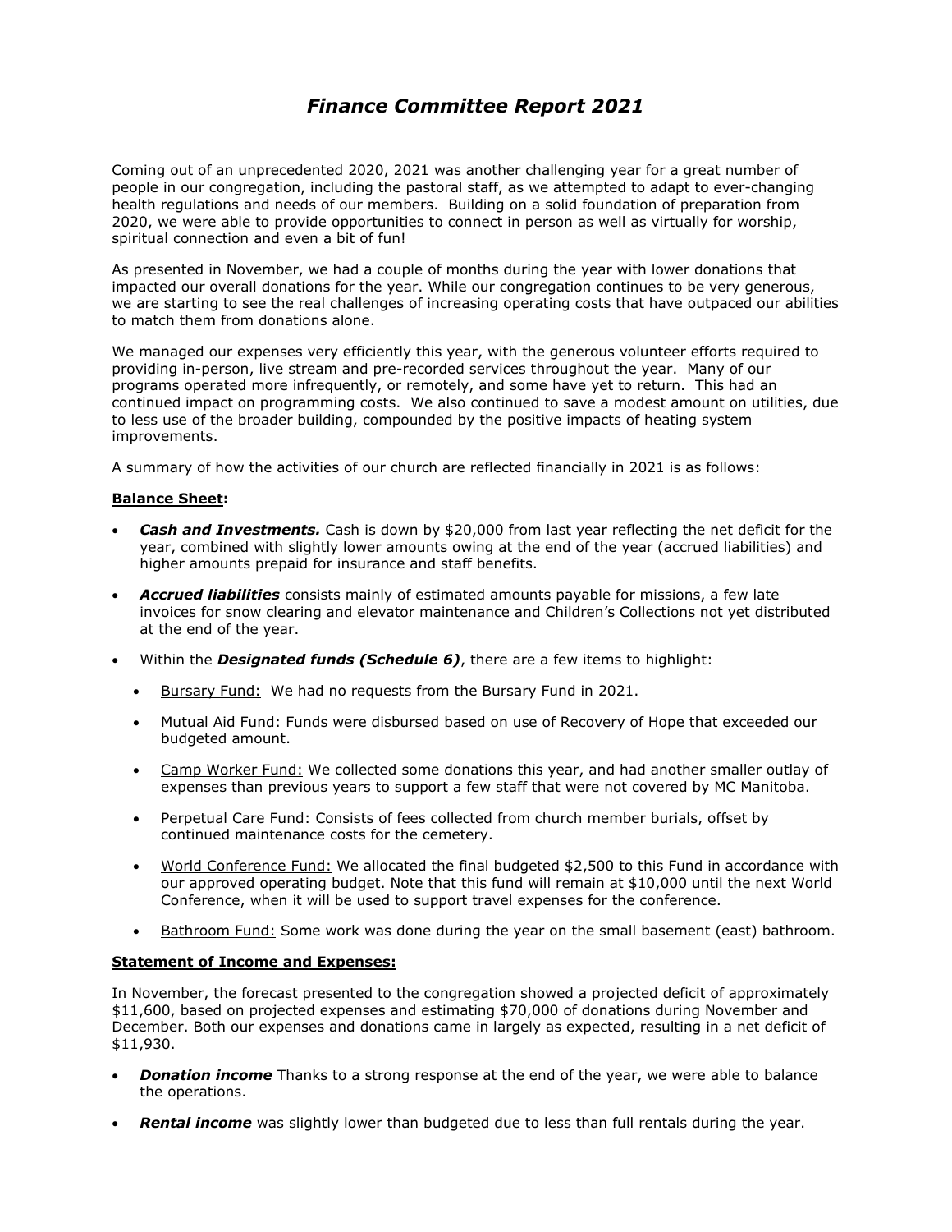# *Finance Committee Report 2021*

Coming out of an unprecedented 2020, 2021 was another challenging year for a great number of people in our congregation, including the pastoral staff, as we attempted to adapt to ever-changing health regulations and needs of our members. Building on a solid foundation of preparation from 2020, we were able to provide opportunities to connect in person as well as virtually for worship, spiritual connection and even a bit of fun!

As presented in November, we had a couple of months during the year with lower donations that impacted our overall donations for the year. While our congregation continues to be very generous, we are starting to see the real challenges of increasing operating costs that have outpaced our abilities to match them from donations alone.

We managed our expenses very efficiently this year, with the generous volunteer efforts required to providing in-person, live stream and pre-recorded services throughout the year. Many of our programs operated more infrequently, or remotely, and some have yet to return. This had an continued impact on programming costs. We also continued to save a modest amount on utilities, due to less use of the broader building, compounded by the positive impacts of heating system improvements.

A summary of how the activities of our church are reflected financially in 2021 is as follows:

**Balance Sheet:**

- ***Cash and Investments.*** Cash is down by $20,000 from last year reflecting the net deficit for the year, combined with slightly lower amounts owing at the end of the year (accrued liabilities) and higher amounts prepaid for insurance and staff benefits.
- ***Accrued liabilities*** consists mainly of estimated amounts payable for missions, a few late invoices for snow clearing and elevator maintenance and Children's Collections not yet distributed at the end of the year.
- Within the ***Designated funds (Schedule 6)***, there are a few items to highlight:
  - Bursary Fund: We had no requests from the Bursary Fund in 2021.
  - Mutual Aid Fund: Funds were disbursed based on use of Recovery of Hope that exceeded our budgeted amount.
  - Camp Worker Fund: We collected some donations this year, and had another smaller outlay of expenses than previous years to support a few staff that were not covered by MC Manitoba.
  - Perpetual Care Fund: Consists of fees collected from church member burials, offset by continued maintenance costs for the cemetery.
  - World Conference Fund: We allocated the final budgeted $2,500 to this Fund in accordance with our approved operating budget. Note that this fund will remain at $10,000 until the next World Conference, when it will be used to support travel expenses for the conference.
  - Bathroom Fund: Some work was done during the year on the small basement (east) bathroom.

**Statement of Income and Expenses:**

In November, the forecast presented to the congregation showed a projected deficit of approximately $11,600, based on projected expenses and estimating $70,000 of donations during November and December. Both our expenses and donations came in largely as expected, resulting in a net deficit of $11,930.

- ***Donation income*** Thanks to a strong response at the end of the year, we were able to balance the operations.
- ***Rental income*** was slightly lower than budgeted due to less than full rentals during the year.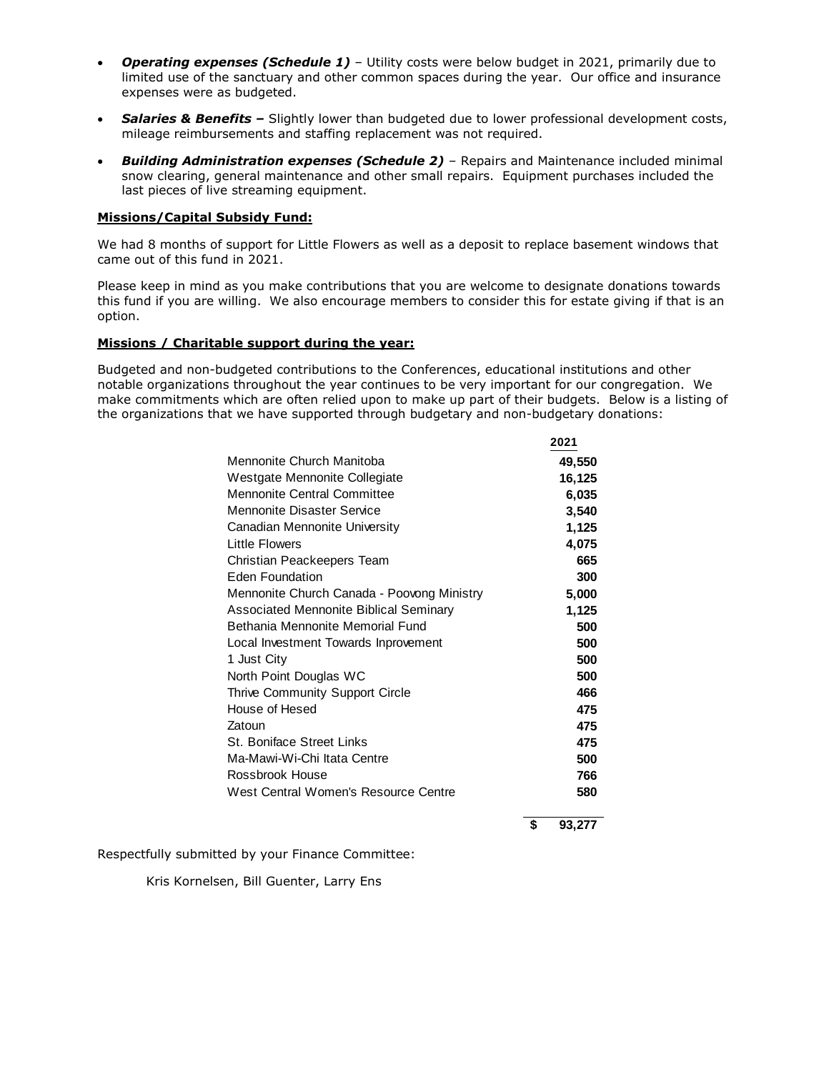- ***Operating expenses (Schedule 1)*** – Utility costs were below budget in 2021, primarily due to limited use of the sanctuary and other common spaces during the year. Our office and insurance expenses were as budgeted.
- ***Salaries & Benefits –*** Slightly lower than budgeted due to lower professional development costs, mileage reimbursements and staffing replacement was not required.
- ***Building Administration expenses (Schedule 2)*** – Repairs and Maintenance included minimal snow clearing, general maintenance and other small repairs. Equipment purchases included the last pieces of live streaming equipment.

**Missions/Capital Subsidy Fund:**

We had 8 months of support for Little Flowers as well as a deposit to replace basement windows that came out of this fund in 2021.

Please keep in mind as you make contributions that you are welcome to designate donations towards this fund if you are willing. We also encourage members to consider this for estate giving if that is an option.

**Missions / Charitable support during the year:**

Budgeted and non-budgeted contributions to the Conferences, educational institutions and other notable organizations throughout the year continues to be very important for our congregation. We make commitments which are often relied upon to make up part of their budgets. Below is a listing of the organizations that we have supported through budgetary and non-budgetary donations:

| | 2021 |
|---|---|
| Mennonite Church Manitoba | **49,550** |
| Westgate Mennonite Collegiate | **16,125** |
| Mennonite Central Committee | **6,035** |
| Mennonite Disaster Service | **3,540** |
| Canadian Mennonite University | **1,125** |
| Little Flowers | **4,075** |
| Christian Peackeepers Team | **665** |
| Eden Foundation | **300** |
| Mennonite Church Canada - Poovong Ministry | **5,000** |
| Associated Mennonite Biblical Seminary | **1,125** |
| Bethania Mennonite Memorial Fund | **500** |
| Local Investment Towards Inprovement | **500** |
| 1 Just City | **500** |
| North Point Douglas WC | **500** |
| Thrive Community Support Circle | **466** |
| House of Hesed | **475** |
| Zatoun | **475** |
| St. Boniface Street Links | **475** |
| Ma-Mawi-Wi-Chi Itata Centre | **500** |
| Rossbrook House | **766** |
| West Central Women's Resource Centre | **580** |
| | **$ 93,277** |

Respectfully submitted by your Finance Committee:

Kris Kornelsen, Bill Guenter, Larry Ens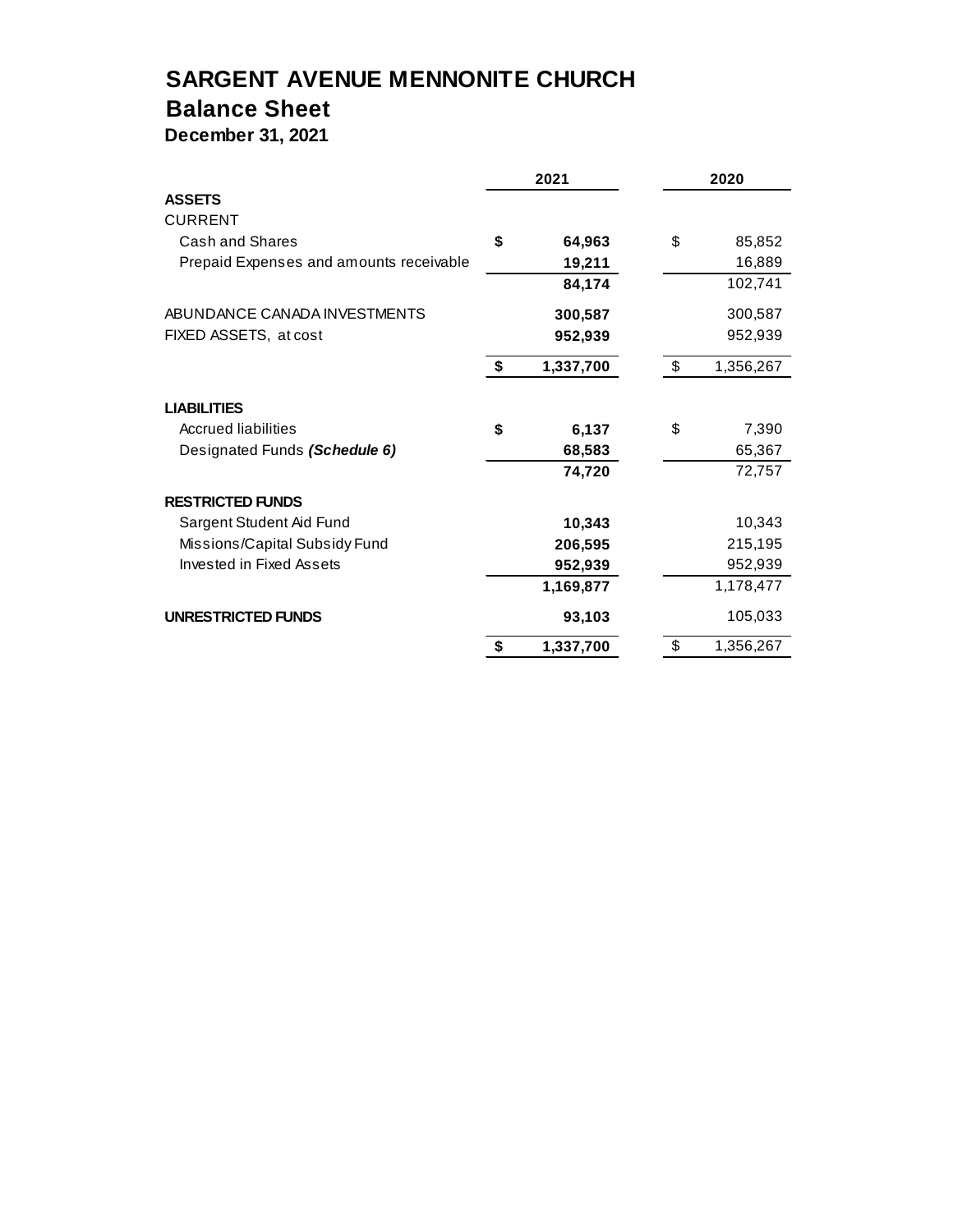# SARGENT AVENUE MENNONITE CHURCH
## Balance Sheet
### December 31, 2021

| | 2021 | 2020 |
|---|---|---|
| **ASSETS** | | |
| CURRENT | | |
| Cash and Shares | **$ 64,963** | $ 85,852 |
| Prepaid Expenses and amounts receivable | **19,211** | 16,889 |
| | **84,174** | 102,741 |
| ABUNDANCE CANADA INVESTMENTS | **300,587** | 300,587 |
| FIXED ASSETS, at cost | **952,939** | 952,939 |
| | **$ 1,337,700** | $ 1,356,267 |
| **LIABILITIES** | | |
| Accrued liabilities | **$ 6,137** | $ 7,390 |
| Designated Funds ***(Schedule 6)*** | **68,583** | 65,367 |
| | **74,720** | 72,757 |
| **RESTRICTED FUNDS** | | |
| Sargent Student Aid Fund | **10,343** | 10,343 |
| Missions/Capital Subsidy Fund | **206,595** | 215,195 |
| Invested in Fixed Assets | **952,939** | 952,939 |
| | **1,169,877** | 1,178,477 |
| **UNRESTRICTED FUNDS** | **93,103** | 105,033 |
| | **$ 1,337,700** | $ 1,356,267 |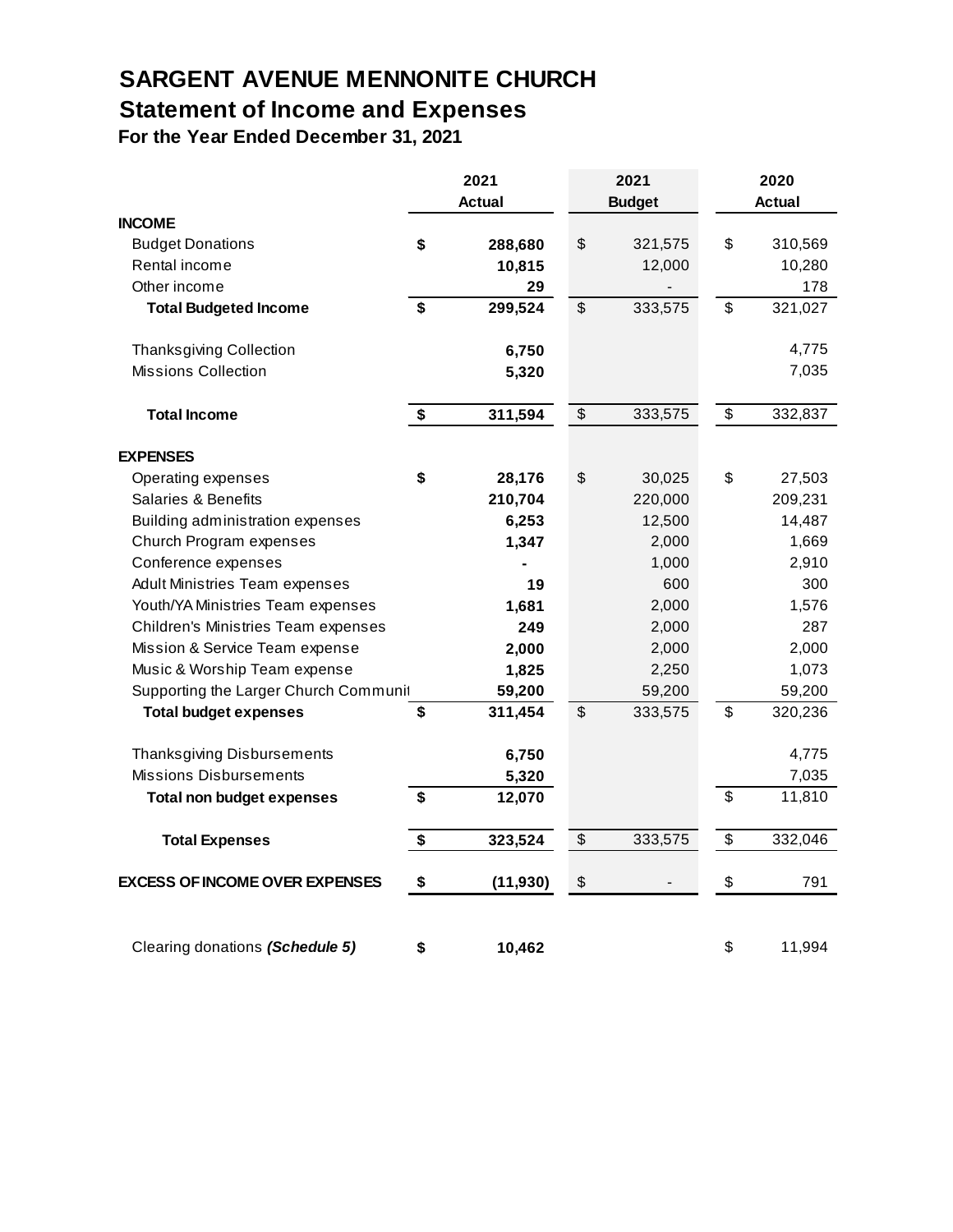# SARGENT AVENUE MENNONITE CHURCH

## Statement of Income and Expenses

### For the Year Ended December 31, 2021

| | 2021 Actual | 2021 Budget | 2020 Actual |
|---|---|---|---|
| **INCOME** | | | |
| Budget Donations | $ 288,680 | $ 321,575 | $ 310,569 |
| Rental income | 10,815 | 12,000 | 10,280 |
| Other income | 29 | - | 178 |
| **Total Budgeted Income** | **$ 299,524** | $ 333,575 | $ 321,027 |
| | | | |
| Thanksgiving Collection | 6,750 | | 4,775 |
| Missions Collection | 5,320 | | 7,035 |
| | | | |
| **Total Income** | **$ 311,594** | $ 333,575 | $ 332,837 |
| | | | |
| **EXPENSES** | | | |
| Operating expenses | $ 28,176 | $ 30,025 | $ 27,503 |
| Salaries & Benefits | 210,704 | 220,000 | 209,231 |
| Building administration expenses | 6,253 | 12,500 | 14,487 |
| Church Program expenses | 1,347 | 2,000 | 1,669 |
| Conference expenses | - | 1,000 | 2,910 |
| Adult Ministries Team expenses | 19 | 600 | 300 |
| Youth/YA Ministries Team expenses | 1,681 | 2,000 | 1,576 |
| Children's Ministries Team expenses | 249 | 2,000 | 287 |
| Mission & Service Team expense | 2,000 | 2,000 | 2,000 |
| Music & Worship Team expense | 1,825 | 2,250 | 1,073 |
| Supporting the Larger Church Communit | 59,200 | 59,200 | 59,200 |
| **Total budget expenses** | **$ 311,454** | $ 333,575 | $ 320,236 |
| | | | |
| Thanksgiving Disbursements | 6,750 | | 4,775 |
| Missions Disbursements | 5,320 | | 7,035 |
| **Total non budget expenses** | **$ 12,070** | | $ 11,810 |
| | | | |
| **Total Expenses** | **$ 323,524** | $ 333,575 | $ 332,046 |
| | | | |
| **EXCESS OF INCOME OVER EXPENSES** | **$ (11,930)** | $ - | $ 791 |
| | | | |
| Clearing donations ***(Schedule 5)*** | **$ 10,462** | | $ 11,994 |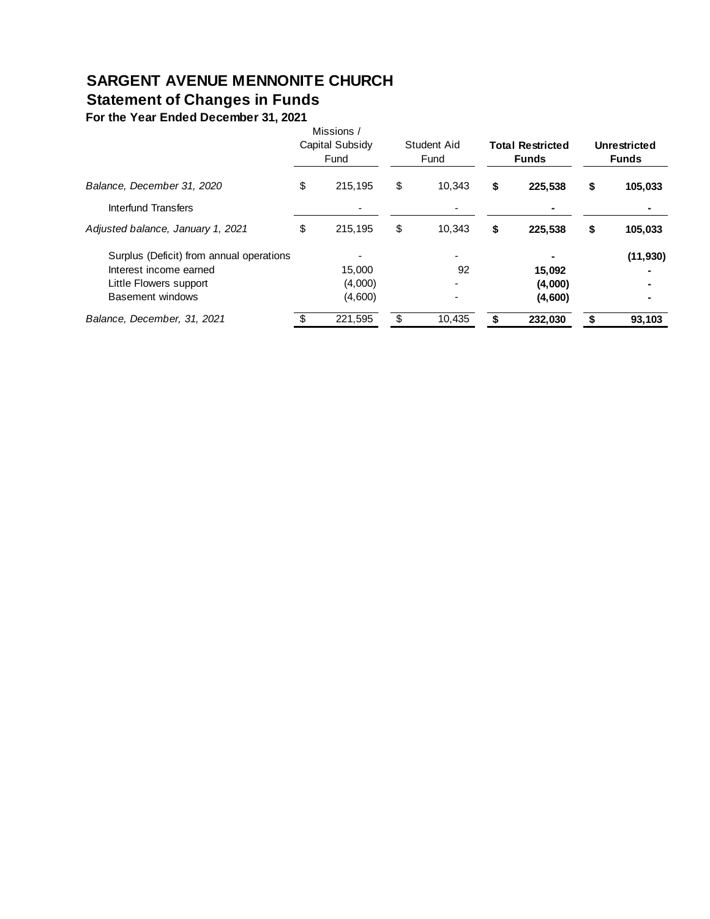# SARGENT AVENUE MENNONITE CHURCH

## Statement of Changes in Funds

### For the Year Ended December 31, 2021

| | Missions / Capital Subsidy Fund | Student Aid Fund | **Total Restricted Funds** | **Unrestricted Funds** |
|---|---|---|---|---|
| *Balance, December 31, 2020* | $ 215,195 | $ 10,343 | **$ 225,538** | **$ 105,033** |
| Interfund Transfers | - | - | **-** | **-** |
| *Adjusted balance, January 1, 2021* | $ 215,195 | $ 10,343 | **$ 225,538** | **$ 105,033** |
| Surplus (Deficit) from annual operations | - | - | **-** | **(11,930)** |
| Interest income earned | 15,000 | 92 | **15,092** | **-** |
| Little Flowers support | (4,000) | - | **(4,000)** | **-** |
| Basement windows | (4,600) | - | **(4,600)** | **-** |
| *Balance, December, 31, 2021* | $ 221,595 | $ 10,435 | **$ 232,030** | **$ 93,103** |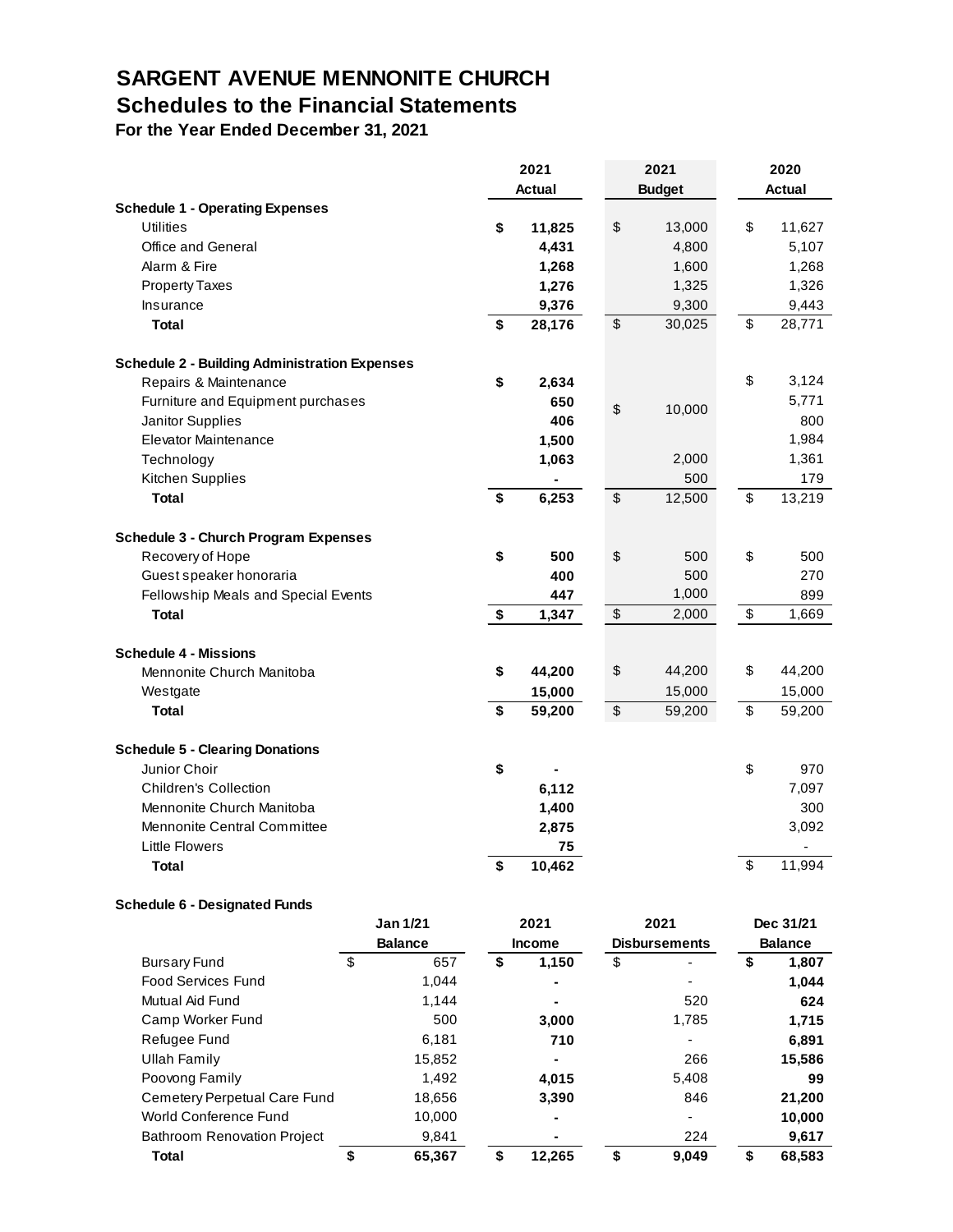# SARGENT AVENUE MENNONITE CHURCH

## Schedules to the Financial Statements

### For the Year Ended December 31, 2021

| | 2021 Actual | 2021 Budget | 2020 Actual |
|---|---|---|---|
| **Schedule 1 - Operating Expenses** | | | |
| Utilities | **$ 11,825** | $ 13,000 | $ 11,627 |
| Office and General | **4,431** | 4,800 | 5,107 |
| Alarm & Fire | **1,268** | 1,600 | 1,268 |
| Property Taxes | **1,276** | 1,325 | 1,326 |
| Insurance | **9,376** | 9,300 | 9,443 |
| **Total** | **$ 28,176** | $ 30,025 | $ 28,771 |
| | | | |
| **Schedule 2 - Building Administration Expenses** | | | |
| Repairs & Maintenance | **$ 2,634** | | $ 3,124 |
| Furniture and Equipment purchases | **650** | $ 10,000 | 5,771 |
| Janitor Supplies | **406** | | 800 |
| Elevator Maintenance | **1,500** | | 1,984 |
| Technology | **1,063** | 2,000 | 1,361 |
| Kitchen Supplies | **-** | 500 | 179 |
| **Total** | **$ 6,253** | $ 12,500 | $ 13,219 |
| | | | |
| **Schedule 3 - Church Program Expenses** | | | |
| Recovery of Hope | **$ 500** | $ 500 | $ 500 |
| Guest speaker honoraria | **400** | 500 | 270 |
| Fellowship Meals and Special Events | **447** | 1,000 | 899 |
| **Total** | **$ 1,347** | $ 2,000 | $ 1,669 |
| | | | |
| **Schedule 4 - Missions** | | | |
| Mennonite Church Manitoba | **$ 44,200** | $ 44,200 | $ 44,200 |
| Westgate | **15,000** | 15,000 | 15,000 |
| **Total** | **$ 59,200** | $ 59,200 | $ 59,200 |
| | | | |
| **Schedule 5 - Clearing Donations** | | | |
| Junior Choir | **$ -** | | $ 970 |
| Children's Collection | **6,112** | | 7,097 |
| Mennonite Church Manitoba | **1,400** | | 300 |
| Mennonite Central Committee | **2,875** | | 3,092 |
| Little Flowers | **75** | | - |
| **Total** | **$ 10,462** | | $ 11,994 |

**Schedule 6 - Designated Funds**

| | Jan 1/21 Balance | 2021 Income | 2021 Disbursements | Dec 31/21 Balance |
|---|---|---|---|---|
| Bursary Fund | $ 657 | **$ 1,150** | $ - | **$ 1,807** |
| Food Services Fund | 1,044 | **-** | - | **1,044** |
| Mutual Aid Fund | 1,144 | **-** | 520 | **624** |
| Camp Worker Fund | 500 | **3,000** | 1,785 | **1,715** |
| Refugee Fund | 6,181 | **710** | - | **6,891** |
| Ullah Family | 15,852 | **-** | 266 | **15,586** |
| Poovong Family | 1,492 | **4,015** | 5,408 | **99** |
| Cemetery Perpetual Care Fund | 18,656 | **3,390** | 846 | **21,200** |
| World Conference Fund | 10,000 | **-** | - | **10,000** |
| Bathroom Renovation Project | 9,841 | **-** | 224 | **9,617** |
| **Total** | **$ 65,367** | **$ 12,265** | **$ 9,049** | **$ 68,583** |